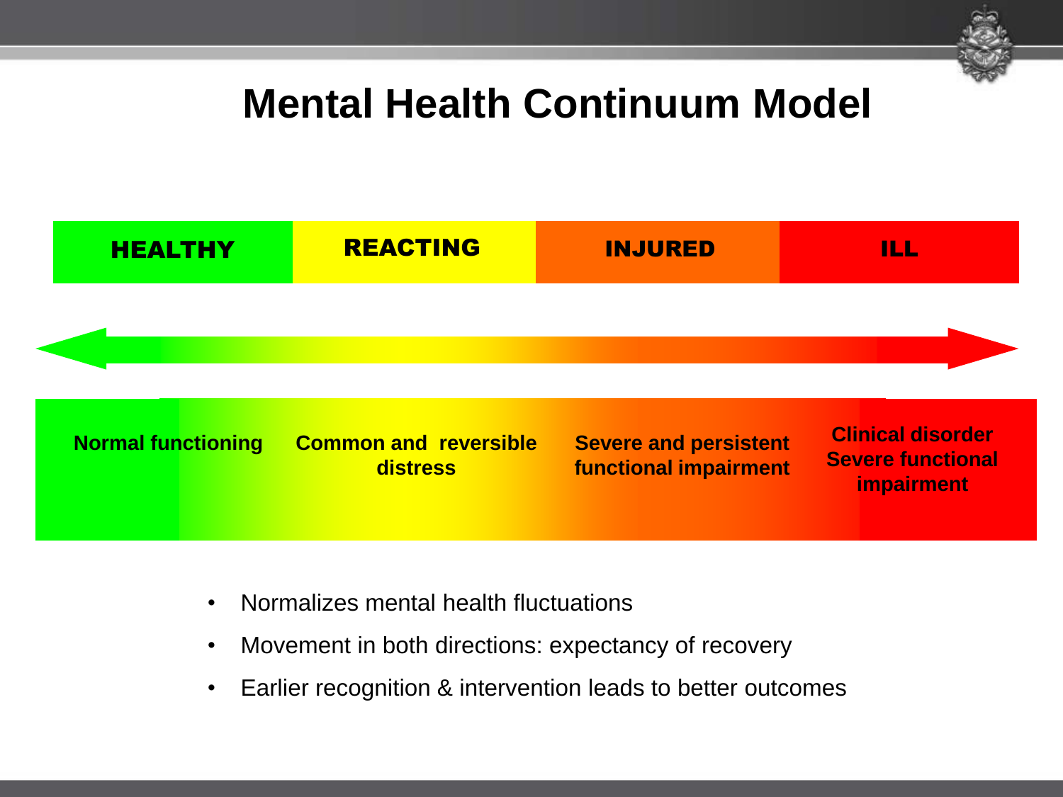# Mental Health Continuum Model

| HEALTHY | REACTING | INJURED | ILL |
| --- | --- | --- | --- |
| Normal functioning | Common and reversible distress | Severe and persistent functional impairment | Clinical disorder<br>Severe functional impairment |

- Normalizes mental health fluctuations
- Movement in both directions: expectancy of recovery
- Earlier recognition & intervention leads to better outcomes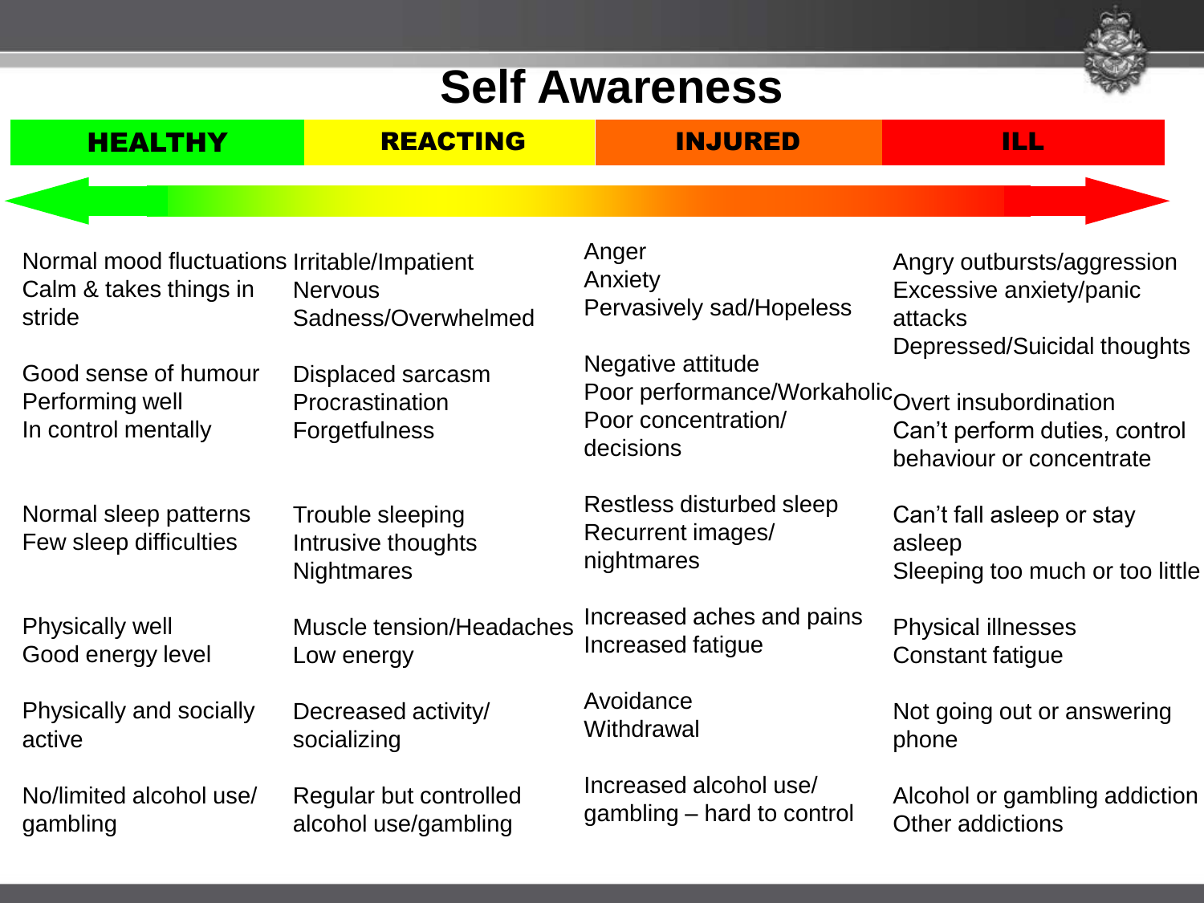# Self Awareness

| HEALTHY | REACTING | INJURED | ILL |
|---|---|---|---|
| Normal mood fluctuations<br>Calm & takes things in stride | Irritable/Impatient<br>Nervous<br>Sadness/Overwhelmed | Anger<br>Anxiety<br>Pervasively sad/Hopeless | Angry outbursts/aggression<br>Excessive anxiety/panic attacks<br>Depressed/Suicidal thoughts |
| Good sense of humour<br>Performing well<br>In control mentally | Displaced sarcasm<br>Procrastination<br>Forgetfulness | Negative attitude<br>Poor performance/Workaholic<br>Poor concentration/ decisions | Overt insubordination<br>Can't perform duties, control behaviour or concentrate |
| Normal sleep patterns<br>Few sleep difficulties | Trouble sleeping<br>Intrusive thoughts<br>Nightmares | Restless disturbed sleep<br>Recurrent images/ nightmares | Can't fall asleep or stay asleep<br>Sleeping too much or too little |
| Physically well<br>Good energy level | Muscle tension/Headaches<br>Low energy | Increased aches and pains<br>Increased fatigue | Physical illnesses<br>Constant fatigue |
| Physically and socially active | Decreased activity/ socializing | Avoidance<br>Withdrawal | Not going out or answering phone |
| No/limited alcohol use/ gambling | Regular but controlled alcohol use/gambling | Increased alcohol use/ gambling – hard to control | Alcohol or gambling addiction<br>Other addictions |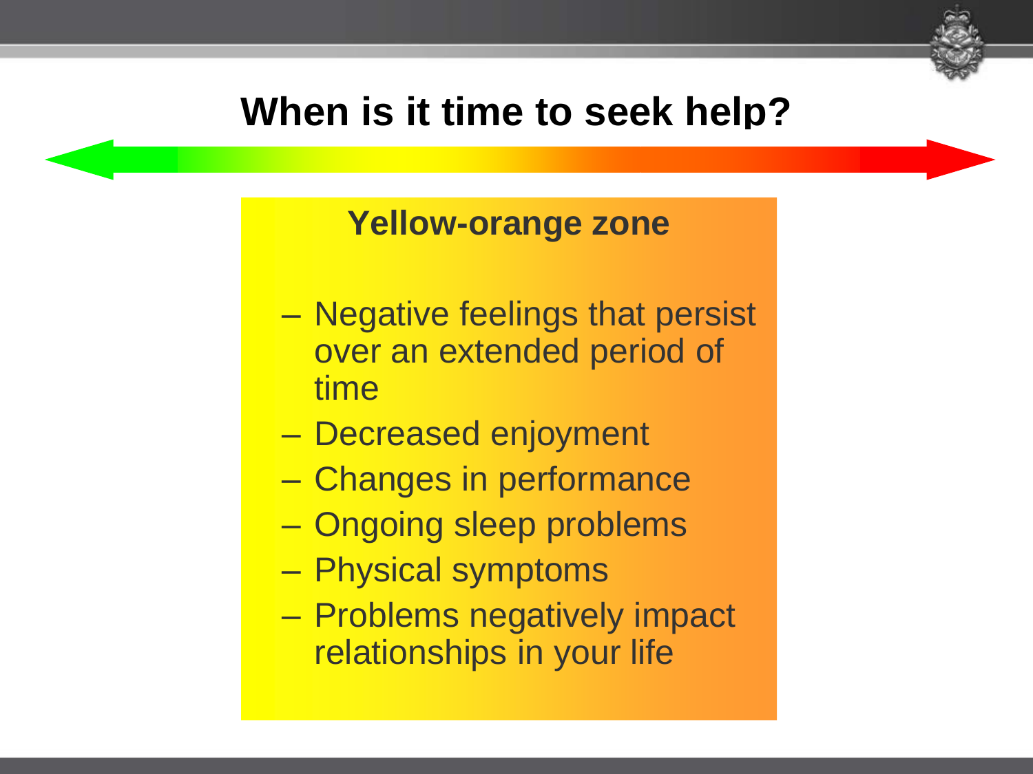# When is it time to seek help?

## Yellow-orange zone

- Negative feelings that persist over an extended period of time
- Decreased enjoyment
- Changes in performance
- Ongoing sleep problems
- Physical symptoms
- Problems negatively impact relationships in your life